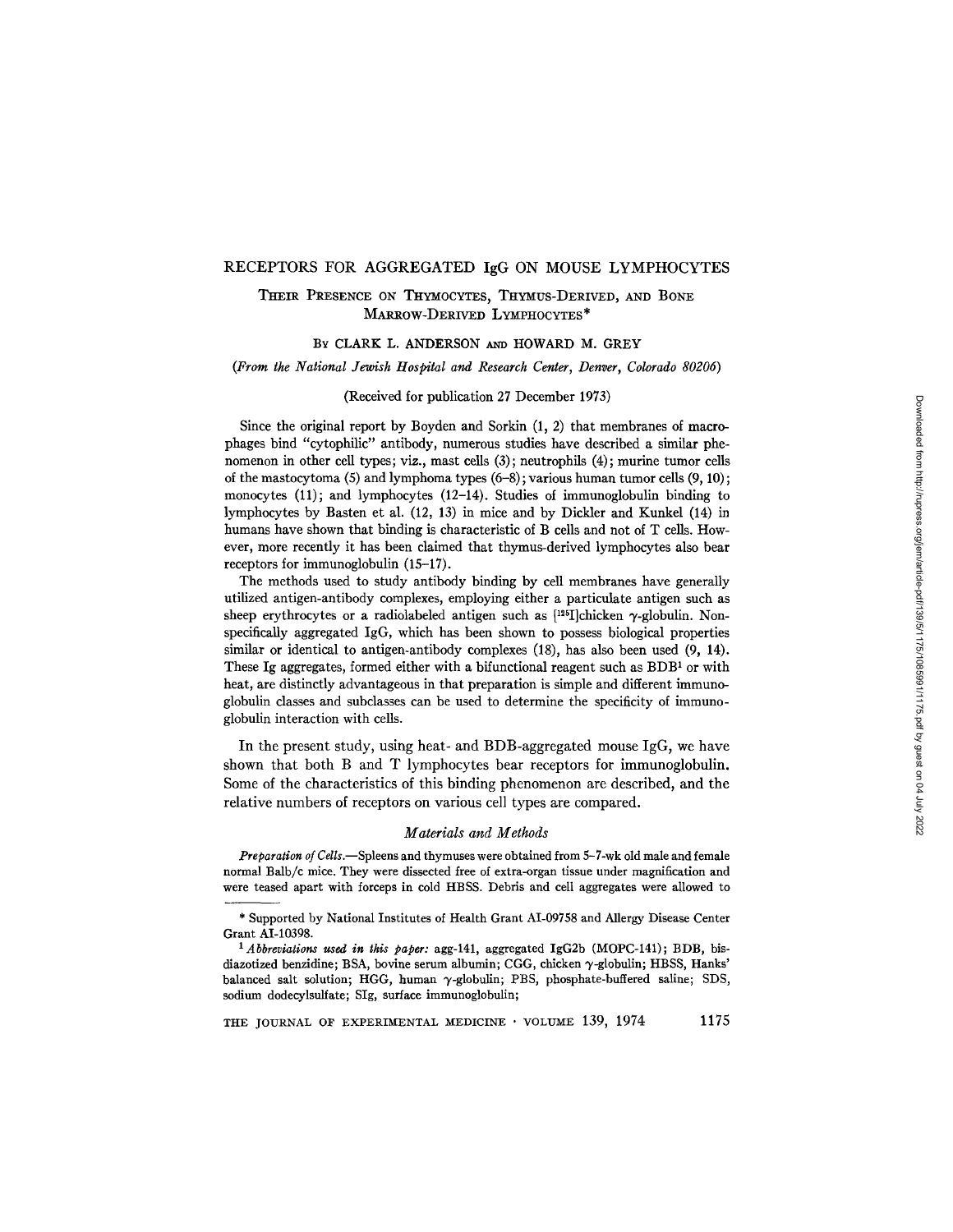# RECEPTORS FOR AGGREGATED IgG ON MOUSE LYMPHOCYTES

## Their Presence on Thymocytes, Thymus-Derived, and Bone Marrow-Derived Lymphocytes*

By CLARK L. ANDERSON and HOWARD M. GREY

*(From the National Jewish Hospital and Research Center, Denver, Colorado 80206)*

(Received for publication 27 December 1973)

Since the original report by Boyden and Sorkin (1, 2) that membranes of macrophages bind "cytophilic" antibody, numerous studies have described a similar phenomenon in other cell types; viz., mast cells (3); neutrophils (4); murine tumor cells of the mastocytoma (5) and lymphoma types (6–8); various human tumor cells (9, 10); monocytes (11); and lymphocytes (12–14). Studies of immunoglobulin binding to lymphocytes by Basten et al. (12, 13) in mice and by Dickler and Kunkel (14) in humans have shown that binding is characteristic of B cells and not of T cells. However, more recently it has been claimed that thymus-derived lymphocytes also bear receptors for immunoglobulin (15–17).

The methods used to study antibody binding by cell membranes have generally utilized antigen-antibody complexes, employing either a particulate antigen such as sheep erythrocytes or a radiolabeled antigen such as [$^{125}$I]chicken γ-globulin. Nonspecifically aggregated IgG, which has been shown to possess biological properties similar or identical to antigen-antibody complexes (18), has also been used (9, 14). These Ig aggregates, formed either with a bifunctional reagent such as BDB[1] or with heat, are distinctly advantageous in that preparation is simple and different immunoglobulin classes and subclasses can be used to determine the specificity of immunoglobulin interaction with cells.

In the present study, using heat- and BDB-aggregated mouse IgG, we have shown that both B and T lymphocytes bear receptors for immunoglobulin. Some of the characteristics of this binding phenomenon are described, and the relative numbers of receptors on various cell types are compared.

### *Materials and Methods*

*Preparation of Cells.*—Spleens and thymuses were obtained from 5–7-wk old male and female normal Balb/c mice. They were dissected free of extra-organ tissue under magnification and were teased apart with forceps in cold HBSS. Debris and cell aggregates were allowed to

---

\* Supported by National Institutes of Health Grant AI-09758 and Allergy Disease Center Grant AI-10398.

[1] *Abbreviations used in this paper:* agg-141, aggregated IgG2b (MOPC-141); BDB, bis-diazotized benzidine; BSA, bovine serum albumin; CGG, chicken γ-globulin; HBSS, Hanks' balanced salt solution; HGG, human γ-globulin; PBS, phosphate-buffered saline; SDS, sodium dodecylsulfate; SIg, surface immunoglobulin;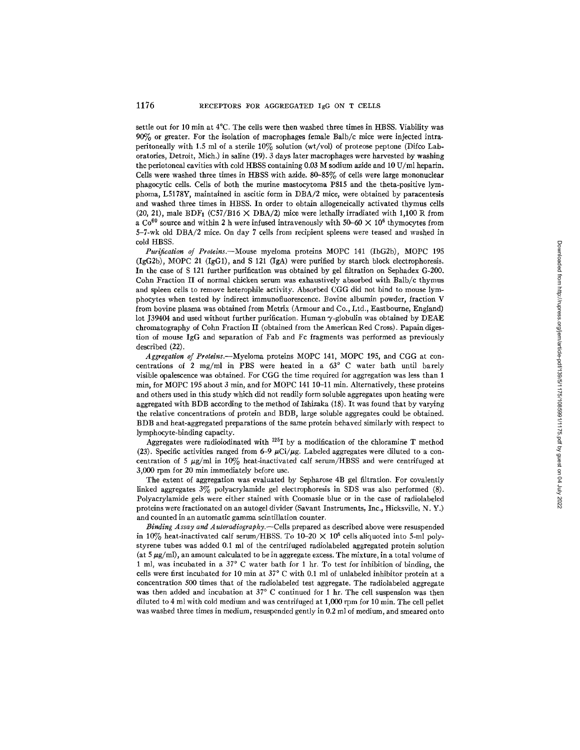settle out for 10 min at 4°C. The cells were then washed three times in HBSS. Viability was 90% or greater. For the isolation of macrophages female Balb/c mice were injected intraperitoneally with 1.5 ml of a sterile 10% solution (wt/vol) of proteose peptone (Difco Laboratories, Detroit, Mich.) in saline (19). 3 days later macrophages were harvested by washing the periotoneal cavities with cold HBSS containing 0.03 M sodium azide and 10 U/ml heparin. Cells were washed three times in HBSS with azide. 80–85% of cells were large mononuclear phagocytic cells. Cells of both the murine mastocytoma P815 and the theta-positive lymphoma, L5178Y, maintained in ascitic form in DBA/2 mice, were obtained by paracentesis and washed three times in HBSS. In order to obtain allogeneically activated thymus cells (20, 21), male $BDF_1$ (C57/B16 × DBA/2) mice were lethally irradiated with 1,100 R from a $Co^{60}$ source and within 2 h were infused intravenously with $50–60 \times 10^6$ thymocytes from 5–7-wk old DBA/2 mice. On day 7 cells from recipient spleens were teased and washed in cold HBSS.

*Purification of Proteins.*—Mouse myeloma proteins MOPC 141 (IbG2b), MOPC 195 (IgG2b), MOPC 21 (IgG1), and S 121 (IgA) were purified by starch block electrophoresis. In the case of S 121 further purification was obtained by gel filtration on Sephadex G-200. Cohn Fraction II of normal chicken serum was exhaustively absorbed with Balb/c thymus and spleen cells to remove heterophile activity. Absorbed CGG did not bind to mouse lymphocytes when tested by indirect immunofluorescence. Bovine albumin powder, fraction V from bovine plasma was obtained from Metrix (Armour and Co., Ltd., Eastbourne, England) lot J39404 and used without further purification. Human γ-globulin was obtained by DEAE chromatography of Cohn Fraction II (obtained from the American Red Cross). Papain digestion of mouse IgG and separation of Fab and Fc fragments was performed as previously described (22).

*Aggregation of Proteins.*—Myeloma proteins MOPC 141, MOPC 195, and CGG at concentrations of 2 mg/ml in PBS were heated in a 63° C water bath until barely visible opalescence was obtained. For CGG the time required for aggregation was less than 1 min, for MOPC 195 about 3 min, and for MOPC 141 10–11 min. Alternatively, these proteins and others used in this study which did not readily form soluble aggregates upon heating were aggregated with BDB according to the method of Ishizaka (18). It was found that by varying the relative concentrations of protein and BDB, large soluble aggregates could be obtained. BDB and heat-aggregated preparations of the same protein behaved similarly with respect to lymphocyte-binding capacity.

Aggregates were radioiodinated with $^{125}I$ by a modification of the chloramine T method (23). Specific activities ranged from 6–9 μCi/μg. Labeled aggregates were diluted to a concentration of 5 μg/ml in 10% heat-inactivated calf serum/HBSS and were centrifuged at 3,000 rpm for 20 min immediately before use.

The extent of aggregation was evaluated by Sepharose 4B gel filtration. For covalently linked aggregates 3% polyacrylamide gel electrophoresis in SDS was also performed (8). Polyacrylamide gels were either stained with Coomasie blue or in the case of radiolabeled proteins were fractionated on an autogel divider (Savant Instruments, Inc., Hicksville, N. Y.) and counted in an automatic gamma scintillation counter.

*Binding Assay and Autoradiography.*—Cells prepared as described above were resuspended in 10% heat-inactivated calf serum/HBSS. To $10–20 \times 10^6$ cells aliquoted into 5-ml polystyrene tubes was added 0.1 ml of the centrifuged radiolabeled aggregated protein solution (at 5 μg/ml), an amount calculated to be in aggregate excess. The mixture, in a total volume of 1 ml, was incubated in a 37° C water bath for 1 hr. To test for inhibition of binding, the cells were first incubated for 10 min at 37° C with 0.1 ml of unlabeled inhibitor protein at a concentration 500 times that of the radiolabeled test aggregate. The radiolabeled aggregate was then added and incubation at 37° C continued for 1 hr. The cell suspension was then diluted to 4 ml with cold medium and was centrifuged at 1,000 rpm for 10 min. The cell pellet was washed three times in medium, resuspended gently in 0.2 ml of medium, and smeared onto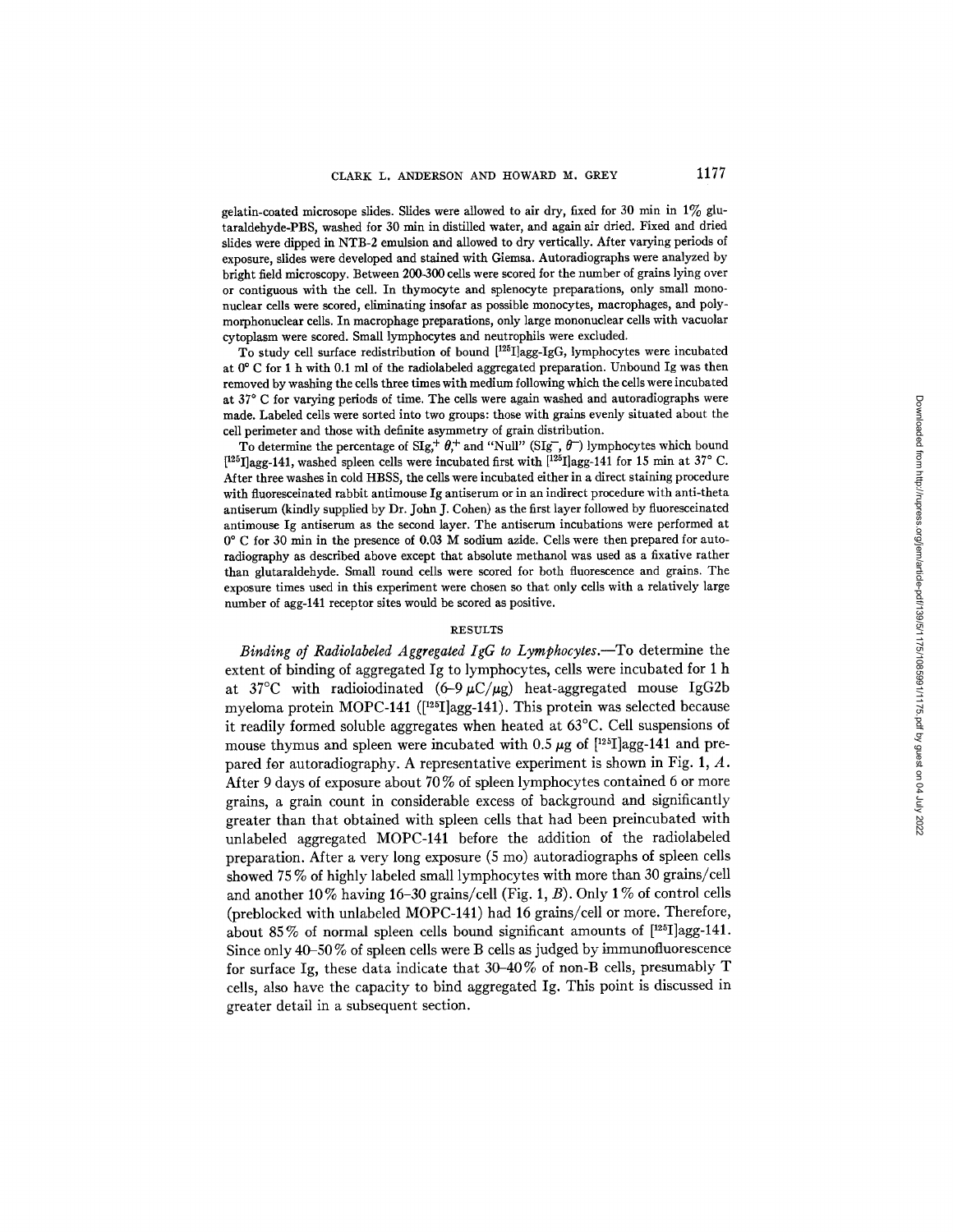gelatin-coated microsope slides. Slides were allowed to air dry, fixed for 30 min in 1% glutaraldehyde-PBS, washed for 30 min in distilled water, and again air dried. Fixed and dried slides were dipped in NTB-2 emulsion and allowed to dry vertically. After varying periods of exposure, slides were developed and stained with Giemsa. Autoradiographs were analyzed by bright field microscopy. Between 200-300 cells were scored for the number of grains lying over or contiguous with the cell. In thymocyte and splenocyte preparations, only small mononuclear cells were scored, eliminating insofar as possible monocytes, macrophages, and polymorphonuclear cells. In macrophage preparations, only large mononuclear cells with vacuolar cytoplasm were scored. Small lymphocytes and neutrophils were excluded.

To study cell surface redistribution of bound [$^{125}$I]agg-IgG, lymphocytes were incubated at 0° C for 1 h with 0.1 ml of the radiolabeled aggregated preparation. Unbound Ig was then removed by washing the cells three times with medium following which the cells were incubated at 37° C for varying periods of time. The cells were again washed and autoradiographs were made. Labeled cells were sorted into two groups: those with grains evenly situated about the cell perimeter and those with definite asymmetry of grain distribution.

To determine the percentage of SIg,$^+$ $\theta$,$^+$ and "Null" (SIg$^-$, $\theta^-$) lymphocytes which bound [$^{125}$I]agg-141, washed spleen cells were incubated first with [$^{125}$I]agg-141 for 15 min at 37° C. After three washes in cold HBSS, the cells were incubated either in a direct staining procedure with fluoresceinated rabbit antimouse Ig antiserum or in an indirect procedure with anti-theta antiserum (kindly supplied by Dr. John J. Cohen) as the first layer followed by fluoresceinated antimouse Ig antiserum as the second layer. The antiserum incubations were performed at 0° C for 30 min in the presence of 0.03 M sodium azide. Cells were then prepared for autoradiography as described above except that absolute methanol was used as a fixative rather than glutaraldehyde. Small round cells were scored for both fluorescence and grains. The exposure times used in this experiment were chosen so that only cells with a relatively large number of agg-141 receptor sites would be scored as positive.

## RESULTS

*Binding of Radiolabeled Aggregated IgG to Lymphocytes.*—To determine the extent of binding of aggregated Ig to lymphocytes, cells were incubated for 1 h at 37°C with radioiodinated (6–9 $\mu$C/$\mu$g) heat-aggregated mouse IgG2b myeloma protein MOPC-141 ([$^{125}$I]agg-141). This protein was selected because it readily formed soluble aggregates when heated at 63°C. Cell suspensions of mouse thymus and spleen were incubated with 0.5 $\mu$g of [$^{125}$I]agg-141 and prepared for autoradiography. A representative experiment is shown in Fig. 1, *A*. After 9 days of exposure about 70% of spleen lymphocytes contained 6 or more grains, a grain count in considerable excess of background and significantly greater than that obtained with spleen cells that had been preincubated with unlabeled aggregated MOPC-141 before the addition of the radiolabeled preparation. After a very long exposure (5 mo) autoradiographs of spleen cells showed 75% of highly labeled small lymphocytes with more than 30 grains/cell and another 10% having 16–30 grains/cell (Fig. 1, *B*). Only 1% of control cells (preblocked with unlabeled MOPC-141) had 16 grains/cell or more. Therefore, about 85% of normal spleen cells bound significant amounts of [$^{125}$I]agg-141. Since only 40–50% of spleen cells were B cells as judged by immunofluorescence for surface Ig, these data indicate that 30–40% of non-B cells, presumably T cells, also have the capacity to bind aggregated Ig. This point is discussed in greater detail in a subsequent section.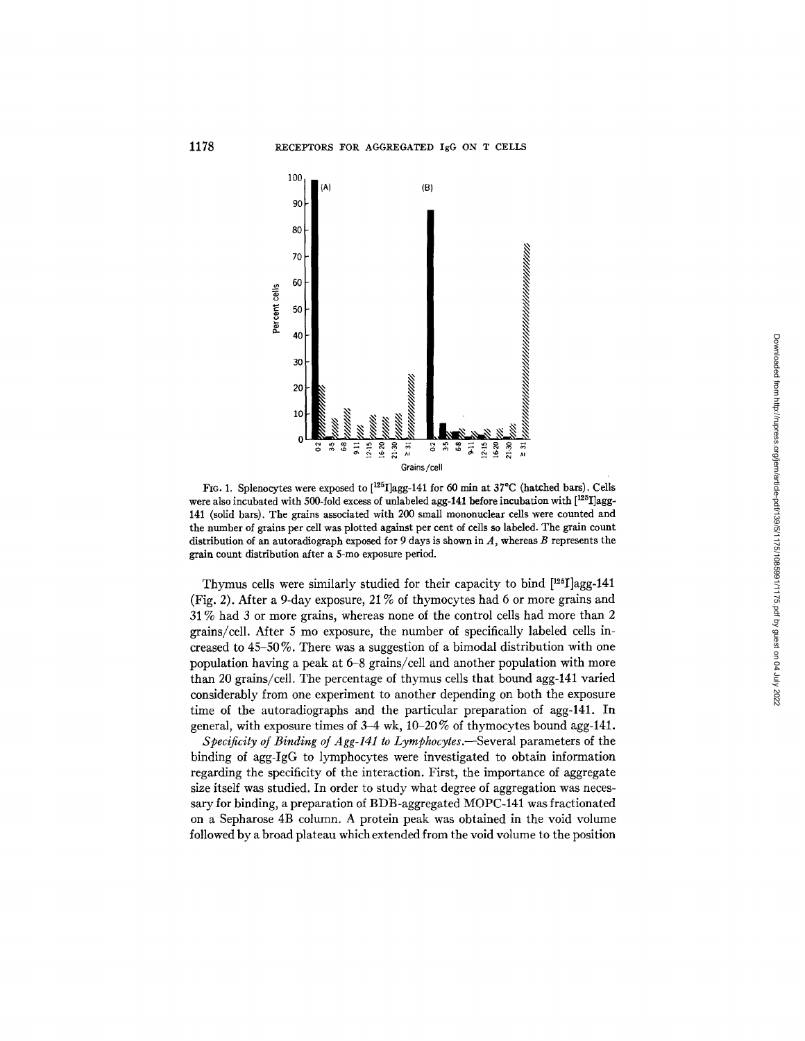FIG. 1. Splenocytes were exposed to [$^{125}$I]agg-141 for 60 min at 37°C (hatched bars). Cells were also incubated with 500-fold excess of unlabeled agg-141 before incubation with [$^{125}$I]agg-141 (solid bars). The grains associated with 200 small mononuclear cells were counted and the number of grains per cell was plotted against per cent of cells so labeled. The grain count distribution of an autoradiograph exposed for 9 days is shown in *A*, whereas *B* represents the grain count distribution after a 5-mo exposure period.

Thymus cells were similarly studied for their capacity to bind [$^{125}$I]agg-141 (Fig. 2). After a 9-day exposure, 21% of thymocytes had 6 or more grains and 31% had 3 or more grains, whereas none of the control cells had more than 2 grains/cell. After 5 mo exposure, the number of specifically labeled cells increased to 45–50%. There was a suggestion of a bimodal distribution with one population having a peak at 6–8 grains/cell and another population with more than 20 grains/cell. The percentage of thymus cells that bound agg-141 varied considerably from one experiment to another depending on both the exposure time of the autoradiographs and the particular preparation of agg-141. In general, with exposure times of 3–4 wk, 10–20% of thymocytes bound agg-141.

*Specificity of Binding of Agg-141 to Lymphocytes.*—Several parameters of the binding of agg-IgG to lymphocytes were investigated to obtain information regarding the specificity of the interaction. First, the importance of aggregate size itself was studied. In order to study what degree of aggregation was necessary for binding, a preparation of BDB-aggregated MOPC-141 was fractionated on a Sepharose 4B column. A protein peak was obtained in the void volume followed by a broad plateau which extended from the void volume to the position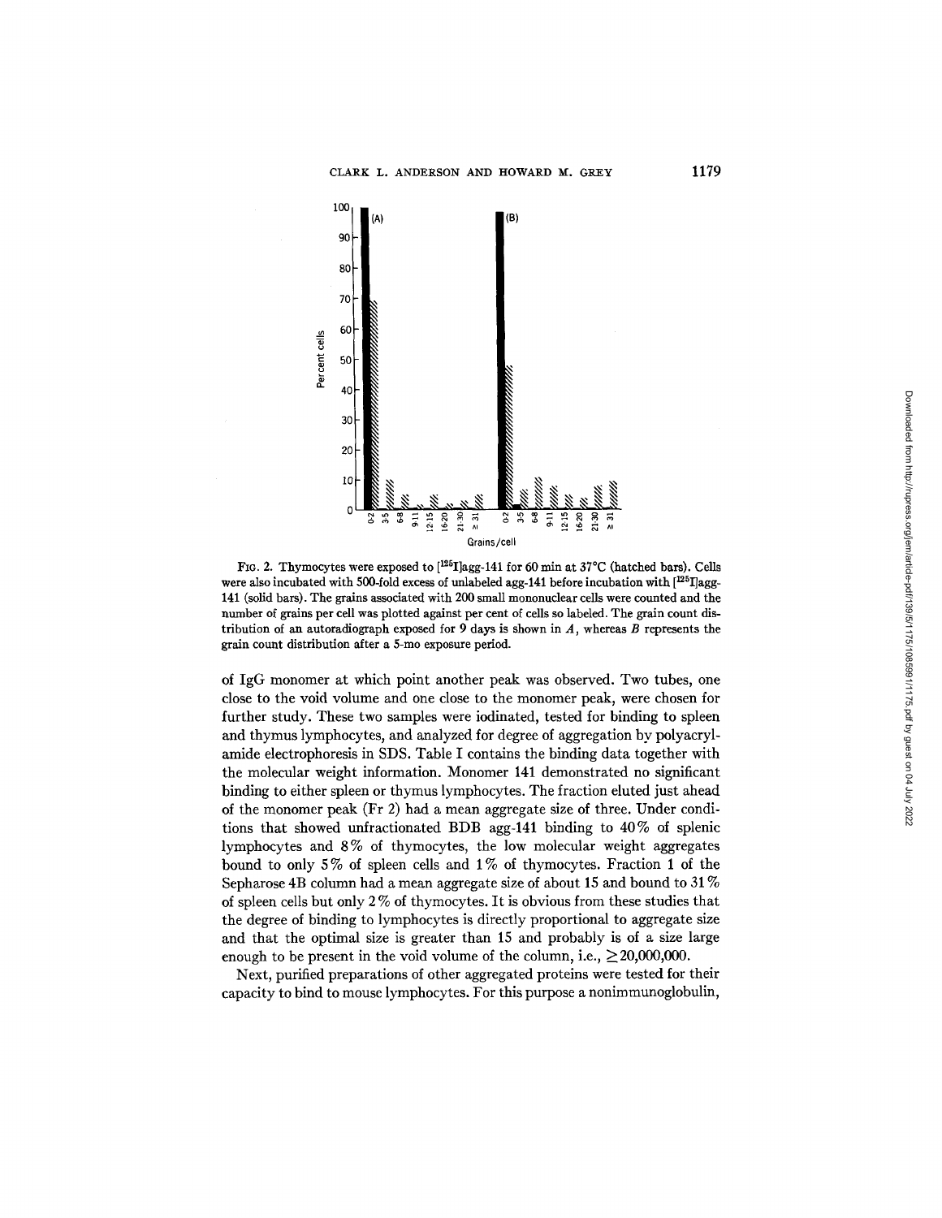FIG. 2. Thymocytes were exposed to [$^{125}$I]agg-141 for 60 min at 37°C (hatched bars). Cells were also incubated with 500-fold excess of unlabeled agg-141 before incubation with [$^{125}$I]agg-141 (solid bars). The grains associated with 200 small mononuclear cells were counted and the number of grains per cell was plotted against per cent of cells so labeled. The grain count distribution of an autoradiograph exposed for 9 days is shown in *A*, whereas *B* represents the grain count distribution after a 5-mo exposure period.

of IgG monomer at which point another peak was observed. Two tubes, one close to the void volume and one close to the monomer peak, were chosen for further study. These two samples were iodinated, tested for binding to spleen and thymus lymphocytes, and analyzed for degree of aggregation by polyacrylamide electrophoresis in SDS. Table I contains the binding data together with the molecular weight information. Monomer 141 demonstrated no significant binding to either spleen or thymus lymphocytes. The fraction eluted just ahead of the monomer peak (Fr 2) had a mean aggregate size of three. Under conditions that showed unfractionated BDB agg-141 binding to 40% of splenic lymphocytes and 8% of thymocytes, the low molecular weight aggregates bound to only 5% of spleen cells and 1% of thymocytes. Fraction 1 of the Sepharose 4B column had a mean aggregate size of about 15 and bound to 31% of spleen cells but only 2% of thymocytes. It is obvious from these studies that the degree of binding to lymphocytes is directly proportional to aggregate size and that the optimal size is greater than 15 and probably is of a size large enough to be present in the void volume of the column, i.e., $\geq$20,000,000.

Next, purified preparations of other aggregated proteins were tested for their capacity to bind to mouse lymphocytes. For this purpose a nonimmunoglobulin,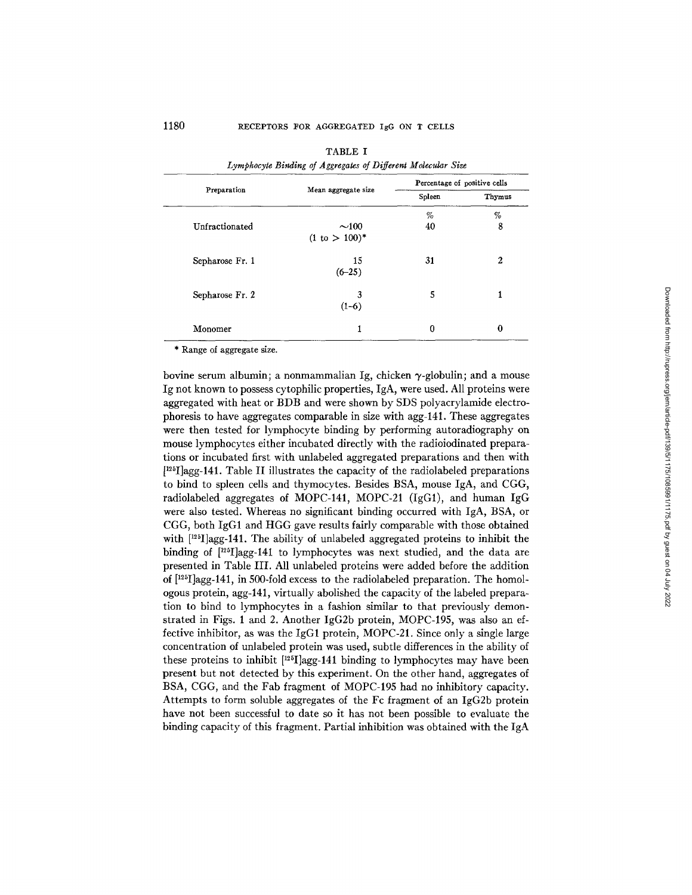TABLE I

*Lymphocyte Binding of Aggregates of Different Molecular Size*

| Preparation | Mean aggregate size | Percentage of positive cells | |
|---|---|---|---|
| | | Spleen | Thymus |
| | | % | % |
| Unfractionated | ~100 (1 to > 100)* | 40 | 8 |
| Sepharose Fr. 1 | 15 (6–25) | 31 | 2 |
| Sepharose Fr. 2 | 3 (1–6) | 5 | 1 |
| Monomer | 1 | 0 | 0 |

* Range of aggregate size.

bovine serum albumin; a nonmammalian Ig, chicken γ-globulin; and a mouse Ig not known to possess cytophilic properties, IgA, were used. All proteins were aggregated with heat or BDB and were shown by SDS polyacrylamide electrophoresis to have aggregates comparable in size with agg-141. These aggregates were then tested for lymphocyte binding by performing autoradiography on mouse lymphocytes either incubated directly with the radioiodinated preparations or incubated first with unlabeled aggregated preparations and then with [$^{125}$I]agg-141. Table II illustrates the capacity of the radiolabeled preparations to bind to spleen cells and thymocytes. Besides BSA, mouse IgA, and CGG, radiolabeled aggregates of MOPC-141, MOPC-21 (IgG1), and human IgG were also tested. Whereas no significant binding occurred with IgA, BSA, or CGG, both IgG1 and HGG gave results fairly comparable with those obtained with [$^{125}$I]agg-141. The ability of unlabeled aggregated proteins to inhibit the binding of [$^{125}$I]agg-141 to lymphocytes was next studied, and the data are presented in Table III. All unlabeled proteins were added before the addition of [$^{125}$I]agg-141, in 500-fold excess to the radiolabeled preparation. The homologous protein, agg-141, virtually abolished the capacity of the labeled preparation to bind to lymphocytes in a fashion similar to that previously demonstrated in Figs. 1 and 2. Another IgG2b protein, MOPC-195, was also an effective inhibitor, as was the IgG1 protein, MOPC-21. Since only a single large concentration of unlabeled protein was used, subtle differences in the ability of these proteins to inhibit [$^{125}$I]agg-141 binding to lymphocytes may have been present but not detected by this experiment. On the other hand, aggregates of BSA, CGG, and the Fab fragment of MOPC-195 had no inhibitory capacity. Attempts to form soluble aggregates of the Fc fragment of an IgG2b protein have not been successful to date so it has not been possible to evaluate the binding capacity of this fragment. Partial inhibition was obtained with the IgA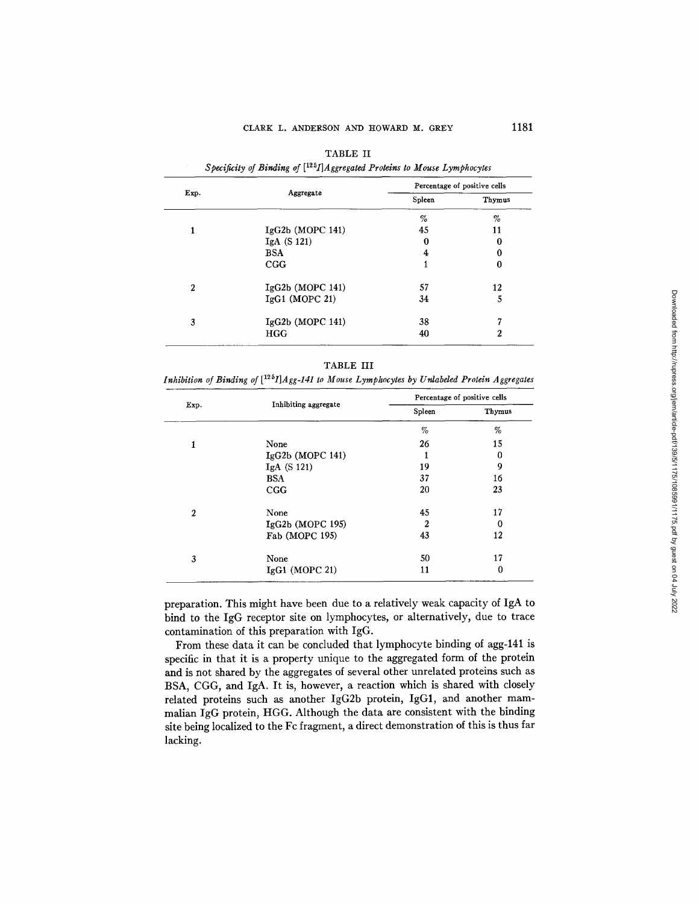TABLE II

*Specificity of Binding of [$^{125}$I]Aggregated Proteins to Mouse Lymphocytes*

| Exp. | Aggregate | Percentage of positive cells | |
|---|---|---|---|
| | | Spleen | Thymus |
| | | % | % |
| 1 | IgG2b (MOPC 141) | 45 | 11 |
| | IgA (S 121) | 0 | 0 |
| | BSA | 4 | 0 |
| | CGG | 1 | 0 |
| 2 | IgG2b (MOPC 141) | 57 | 12 |
| | IgG1 (MOPC 21) | 34 | 5 |
| 3 | IgG2b (MOPC 141) | 38 | 7 |
| | HGG | 40 | 2 |

TABLE III

*Inhibition of Binding of [$^{125}$I]Agg-141 to Mouse Lymphocytes by Unlabeled Protein Aggregates*

| Exp. | Inhibiting aggregate | Percentage of positive cells | |
|---|---|---|---|
| | | Spleen | Thymus |
| | | % | % |
| 1 | None | 26 | 15 |
| | IgG2b (MOPC 141) | 1 | 0 |
| | IgA (S 121) | 19 | 9 |
| | BSA | 37 | 16 |
| | CGG | 20 | 23 |
| 2 | None | 45 | 17 |
| | IgG2b (MOPC 195) | 2 | 0 |
| | Fab (MOPC 195) | 43 | 12 |
| 3 | None | 50 | 17 |
| | IgG1 (MOPC 21) | 11 | 0 |

preparation. This might have been due to a relatively weak capacity of IgA to bind to the IgG receptor site on lymphocytes, or alternatively, due to trace contamination of this preparation with IgG.

From these data it can be concluded that lymphocyte binding of agg-141 is specific in that it is a property unique to the aggregated form of the protein and is not shared by the aggregates of several other unrelated proteins such as BSA, CGG, and IgA. It is, however, a reaction which is shared with closely related proteins such as another IgG2b protein, IgG1, and another mammalian IgG protein, HGG. Although the data are consistent with the binding site being localized to the Fc fragment, a direct demonstration of this is thus far lacking.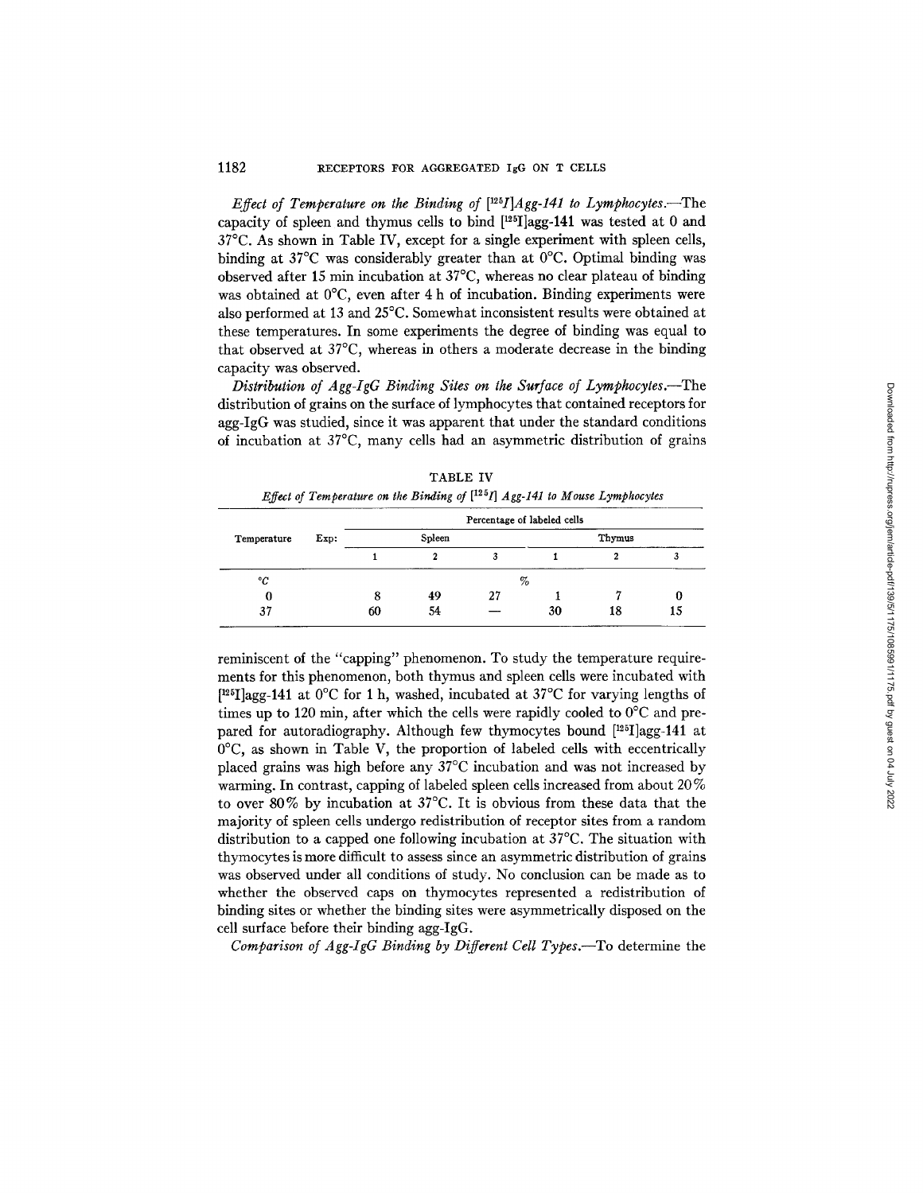*Effect of Temperature on the Binding of [$^{125}$I]Agg-141 to Lymphocytes.*—The capacity of spleen and thymus cells to bind [$^{125}$I]agg-141 was tested at 0 and 37°C. As shown in Table IV, except for a single experiment with spleen cells, binding at 37°C was considerably greater than at 0°C. Optimal binding was observed after 15 min incubation at 37°C, whereas no clear plateau of binding was obtained at 0°C, even after 4 h of incubation. Binding experiments were also performed at 13 and 25°C. Somewhat inconsistent results were obtained at these temperatures. In some experiments the degree of binding was equal to that observed at 37°C, whereas in others a moderate decrease in the binding capacity was observed.

*Distribution of Agg-IgG Binding Sites on the Surface of Lymphocytes.*—The distribution of grains on the surface of lymphocytes that contained receptors for agg-IgG was studied, since it was apparent that under the standard conditions of incubation at 37°C, many cells had an asymmetric distribution of grains reminiscent of the "capping" phenomenon. To study the temperature requirements for this phenomenon, both thymus and spleen cells were incubated with [$^{125}$I]agg-141 at 0°C for 1 h, washed, incubated at 37°C for varying lengths of times up to 120 min, after which the cells were rapidly cooled to 0°C and prepared for autoradiography. Although few thymocytes bound [$^{125}$I]agg-141 at 0°C, as shown in Table V, the proportion of labeled cells with eccentrically placed grains was high before any 37°C incubation and was not increased by warming. In contrast, capping of labeled spleen cells increased from about 20% to over 80% by incubation at 37°C. It is obvious from these data that the majority of spleen cells undergo redistribution of receptor sites from a random distribution to a capped one following incubation at 37°C. The situation with thymocytes is more difficult to assess since an asymmetric distribution of grains was observed under all conditions of study. No conclusion can be made as to whether the observed caps on thymocytes represented a redistribution of binding sites or whether the binding sites were asymmetrically disposed on the cell surface before their binding agg-IgG.

TABLE IV

*Effect of Temperature on the Binding of [$^{125}$I] Agg-141 to Mouse Lymphocytes*

| Temperature | Exp: | Percentage of labeled cells | | | | | |
|---|---|---|---|---|---|---|---|
| | | Spleen | | | Thymus | | |
| | | 1 | 2 | 3 | 1 | 2 | 3 |
| °C | | | | % | | | |
| 0 | | 8 | 49 | 27 | 1 | 7 | 0 |
| 37 | | 60 | 54 | — | 30 | 18 | 15 |

*Comparison of Agg-IgG Binding by Different Cell Types.*—To determine the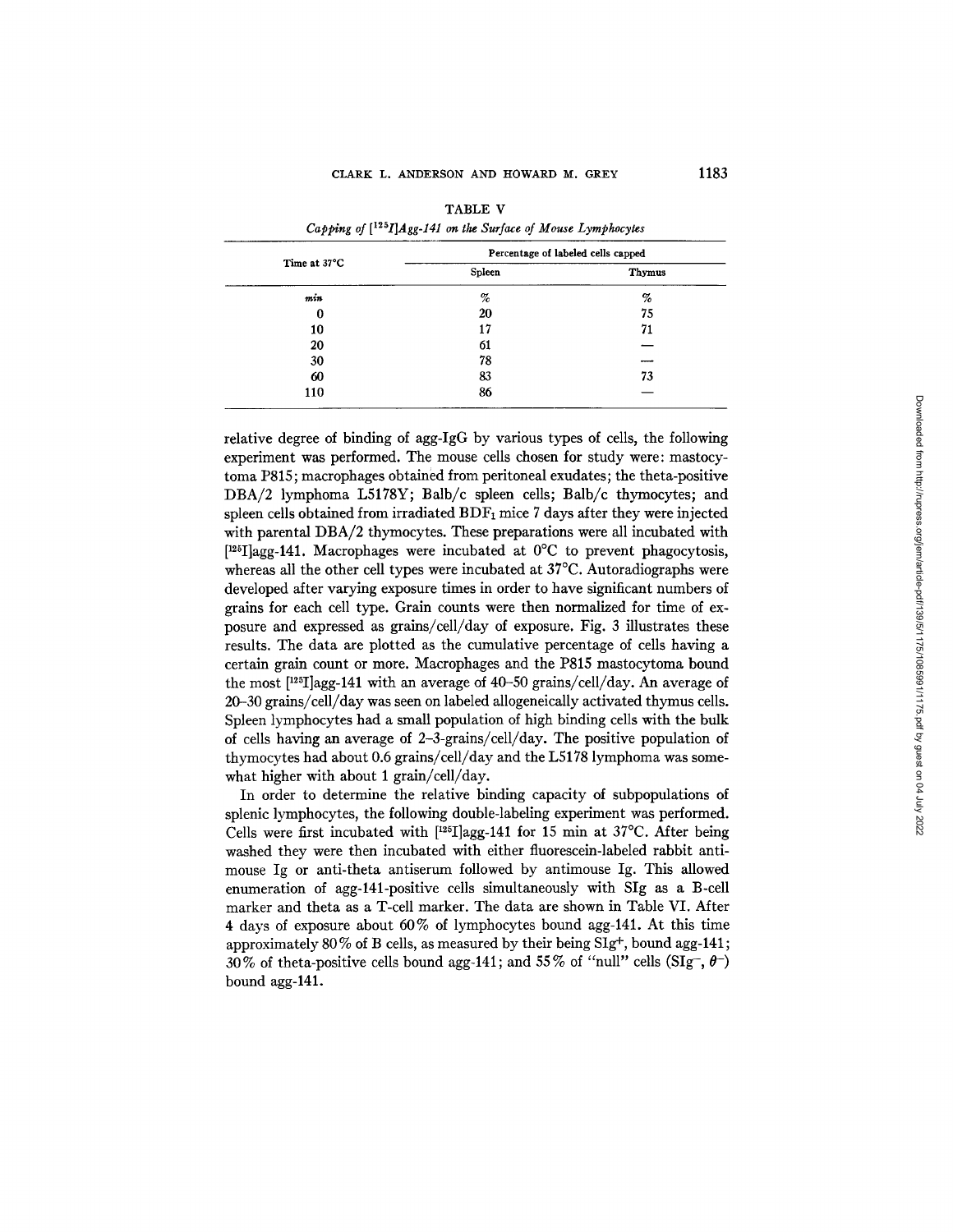TABLE V

*Capping of [$^{125}$I]Agg-141 on the Surface of Mouse Lymphocytes*

| Time at 37°C | Percentage of labeled cells capped | |
|---|---|---|
| | Spleen | Thymus |
| *min* | % | % |
| 0 | 20 | 75 |
| 10 | 17 | 71 |
| 20 | 61 | — |
| 30 | 78 | — |
| 60 | 83 | 73 |
| 110 | 86 | — |

relative degree of binding of agg-IgG by various types of cells, the following experiment was performed. The mouse cells chosen for study were: mastocytoma P815; macrophages obtained from peritoneal exudates; the theta-positive DBA/2 lymphoma L5178Y; Balb/c spleen cells; Balb/c thymocytes; and spleen cells obtained from irradiated $BDF_1$ mice 7 days after they were injected with parental DBA/2 thymocytes. These preparations were all incubated with [$^{125}$I]agg-141. Macrophages were incubated at 0°C to prevent phagocytosis, whereas all the other cell types were incubated at 37°C. Autoradiographs were developed after varying exposure times in order to have significant numbers of grains for each cell type. Grain counts were then normalized for time of exposure and expressed as grains/cell/day of exposure. Fig. 3 illustrates these results. The data are plotted as the cumulative percentage of cells having a certain grain count or more. Macrophages and the P815 mastocytoma bound the most [$^{125}$I]agg-141 with an average of 40–50 grains/cell/day. An average of 20–30 grains/cell/day was seen on labeled allogeneically activated thymus cells. Spleen lymphocytes had a small population of high binding cells with the bulk of cells having an average of 2–3-grains/cell/day. The positive population of thymocytes had about 0.6 grains/cell/day and the L5178 lymphoma was somewhat higher with about 1 grain/cell/day.

In order to determine the relative binding capacity of subpopulations of splenic lymphocytes, the following double-labeling experiment was performed. Cells were first incubated with [$^{125}$I]agg-141 for 15 min at 37°C. After being washed they were then incubated with either fluorescein-labeled rabbit antimouse Ig or anti-theta antiserum followed by antimouse Ig. This allowed enumeration of agg-141-positive cells simultaneously with SIg as a B-cell marker and theta as a T-cell marker. The data are shown in Table VI. After 4 days of exposure about 60% of lymphocytes bound agg-141. At this time approximately 80% of B cells, as measured by their being $SIg^+$, bound agg-141; 30% of theta-positive cells bound agg-141; and 55% of "null" cells ($SIg^-$, $\theta^-$) bound agg-141.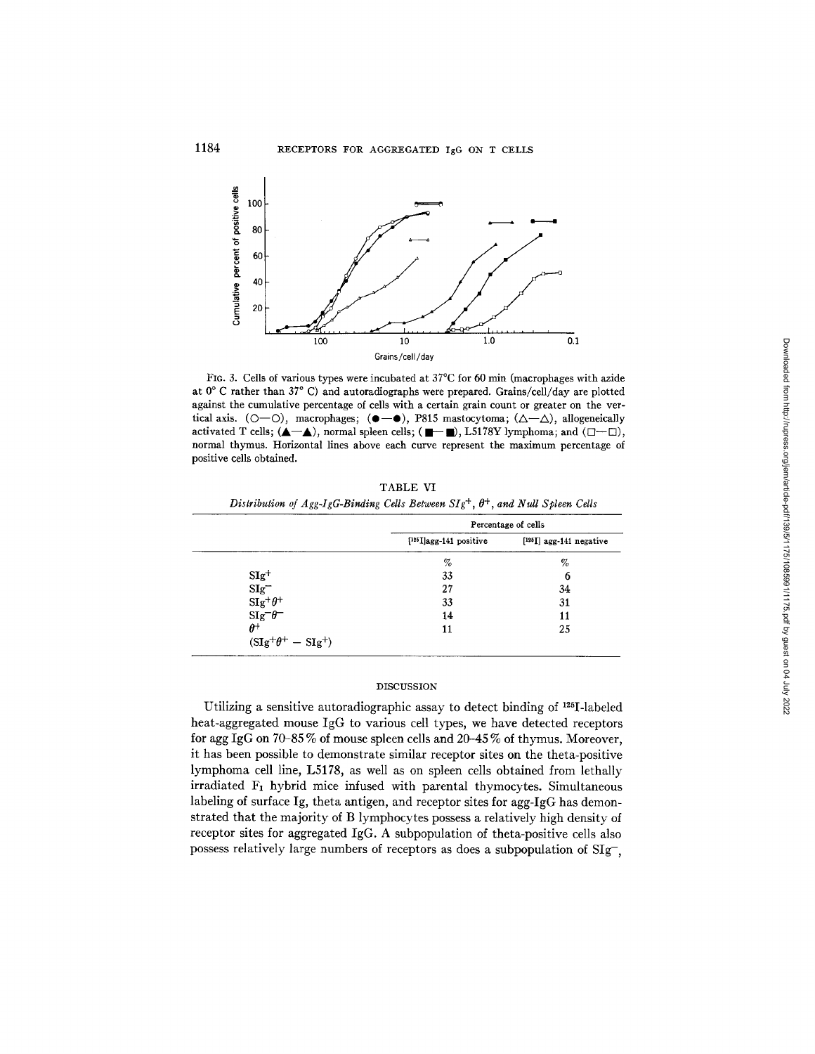FIG. 3. Cells of various types were incubated at 37°C for 60 min (macrophages with azide at 0° C rather than 37° C) and autoradiographs were prepared. Grains/cell/day are plotted against the cumulative percentage of cells with a certain grain count or greater on the vertical axis. (○—○), macrophages; (●—●), P815 mastocytoma; (△—△), allogeneically activated T cells; (▲—▲), normal spleen cells; (■—■), L5178Y lymphoma; and (□—□), normal thymus. Horizontal lines above each curve represent the maximum percentage of positive cells obtained.

TABLE VI

*Distribution of Agg-IgG-Binding Cells Between SIg$^+$, $\theta^+$, and Null Spleen Cells*

| | Percentage of cells | |
|---|---|---|
| | [$^{125}$I]agg-141 positive | [$^{125}$I] agg-141 negative |
| | % | % |
| SIg$^+$ | 33 | 6 |
| SIg$^-$ | 27 | 34 |
| SIg$^+\theta^+$ | 33 | 31 |
| SIg$^-\theta^-$ | 14 | 11 |
| $\theta^+$ (SIg$^+\theta^+$ − SIg$^+$) | 11 | 25 |

## DISCUSSION

Utilizing a sensitive autoradiographic assay to detect binding of $^{125}$I-labeled heat-aggregated mouse IgG to various cell types, we have detected receptors for agg IgG on 70–85% of mouse spleen cells and 20–45% of thymus. Moreover, it has been possible to demonstrate similar receptor sites on the theta-positive lymphoma cell line, L5178, as well as on spleen cells obtained from lethally irradiated $F_1$ hybrid mice infused with parental thymocytes. Simultaneous labeling of surface Ig, theta antigen, and receptor sites for agg-IgG has demonstrated that the majority of B lymphocytes possess a relatively high density of receptor sites for aggregated IgG. A subpopulation of theta-positive cells also possess relatively large numbers of receptors as does a subpopulation of SIg$^-$,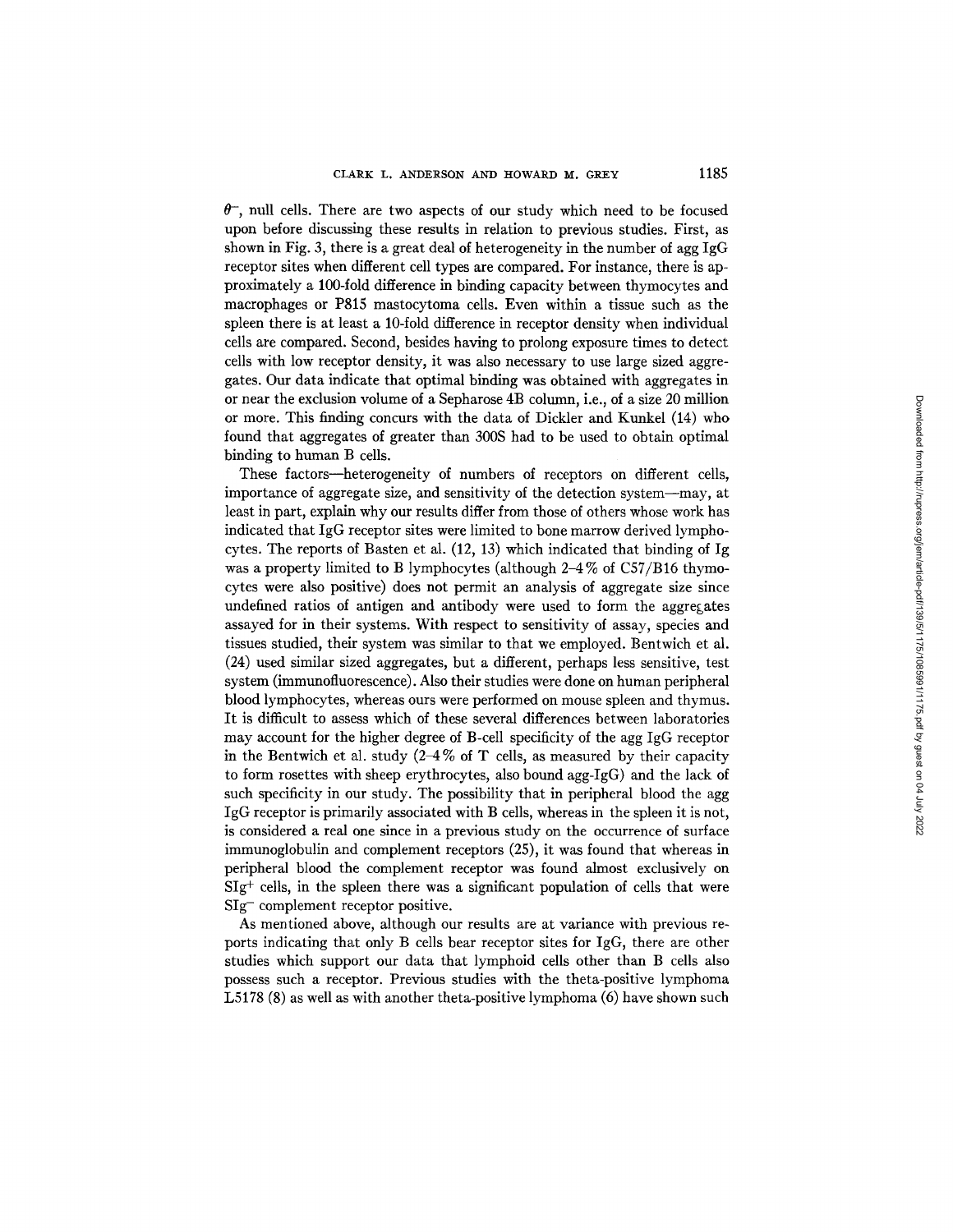$\theta^-$, null cells. There are two aspects of our study which need to be focused upon before discussing these results in relation to previous studies. First, as shown in Fig. 3, there is a great deal of heterogeneity in the number of agg IgG receptor sites when different cell types are compared. For instance, there is approximately a 100-fold difference in binding capacity between thymocytes and macrophages or P815 mastocytoma cells. Even within a tissue such as the spleen there is at least a 10-fold difference in receptor density when individual cells are compared. Second, besides having to prolong exposure times to detect cells with low receptor density, it was also necessary to use large sized aggregates. Our data indicate that optimal binding was obtained with aggregates in or near the exclusion volume of a Sepharose 4B column, i.e., of a size 20 million or more. This finding concurs with the data of Dickler and Kunkel (14) who found that aggregates of greater than 300S had to be used to obtain optimal binding to human B cells.

These factors—heterogeneity of numbers of receptors on different cells, importance of aggregate size, and sensitivity of the detection system—may, at least in part, explain why our results differ from those of others whose work has indicated that IgG receptor sites were limited to bone marrow derived lymphocytes. The reports of Basten et al. (12, 13) which indicated that binding of Ig was a property limited to B lymphocytes (although 2–4% of C57/B16 thymocytes were also positive) does not permit an analysis of aggregate size since undefined ratios of antigen and antibody were used to form the aggregates assayed for in their systems. With respect to sensitivity of assay, species and tissues studied, their system was similar to that we employed. Bentwich et al. (24) used similar sized aggregates, but a different, perhaps less sensitive, test system (immunofluorescence). Also their studies were done on human peripheral blood lymphocytes, whereas ours were performed on mouse spleen and thymus. It is difficult to assess which of these several differences between laboratories may account for the higher degree of B-cell specificity of the agg IgG receptor in the Bentwich et al. study (2–4% of T cells, as measured by their capacity to form rosettes with sheep erythrocytes, also bound agg-IgG) and the lack of such specificity in our study. The possibility that in peripheral blood the agg IgG receptor is primarily associated with B cells, whereas in the spleen it is not, is considered a real one since in a previous study on the occurrence of surface immunoglobulin and complement receptors (25), it was found that whereas in peripheral blood the complement receptor was found almost exclusively on $SIg^+$ cells, in the spleen there was a significant population of cells that were $SIg^-$ complement receptor positive.

As mentioned above, although our results are at variance with previous reports indicating that only B cells bear receptor sites for IgG, there are other studies which support our data that lymphoid cells other than B cells also possess such a receptor. Previous studies with the theta-positive lymphoma L5178 (8) as well as with another theta-positive lymphoma (6) have shown such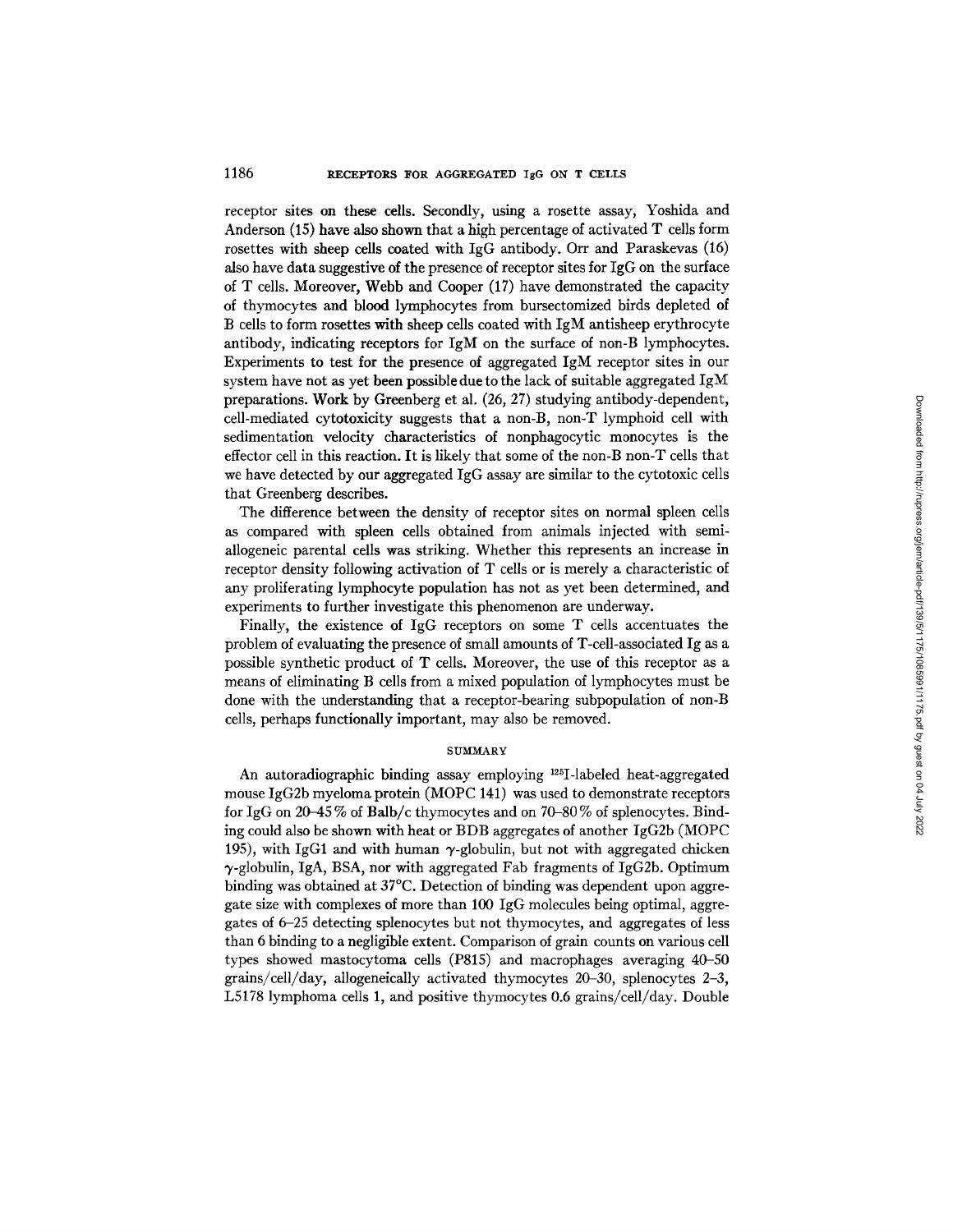receptor sites on these cells. Secondly, using a rosette assay, Yoshida and Anderson (15) have also shown that a high percentage of activated T cells form rosettes with sheep cells coated with IgG antibody. Orr and Paraskevas (16) also have data suggestive of the presence of receptor sites for IgG on the surface of T cells. Moreover, Webb and Cooper (17) have demonstrated the capacity of thymocytes and blood lymphocytes from bursectomized birds depleted of B cells to form rosettes with sheep cells coated with IgM antisheep erythrocyte antibody, indicating receptors for IgM on the surface of non-B lymphocytes. Experiments to test for the presence of aggregated IgM receptor sites in our system have not as yet been possible due to the lack of suitable aggregated IgM preparations. Work by Greenberg et al. (26, 27) studying antibody-dependent, cell-mediated cytotoxicity suggests that a non-B, non-T lymphoid cell with sedimentation velocity characteristics of nonphagocytic monocytes is the effector cell in this reaction. It is likely that some of the non-B non-T cells that we have detected by our aggregated IgG assay are similar to the cytotoxic cells that Greenberg describes.

The difference between the density of receptor sites on normal spleen cells as compared with spleen cells obtained from animals injected with semi-allogeneic parental cells was striking. Whether this represents an increase in receptor density following activation of T cells or is merely a characteristic of any proliferating lymphocyte population has not as yet been determined, and experiments to further investigate this phenomenon are underway.

Finally, the existence of IgG receptors on some T cells accentuates the problem of evaluating the presence of small amounts of T-cell-associated Ig as a possible synthetic product of T cells. Moreover, the use of this receptor as a means of eliminating B cells from a mixed population of lymphocytes must be done with the understanding that a receptor-bearing subpopulation of non-B cells, perhaps functionally important, may also be removed.

## SUMMARY

An autoradiographic binding assay employing $^{125}$I-labeled heat-aggregated mouse IgG2b myeloma protein (MOPC 141) was used to demonstrate receptors for IgG on 20–45% of Balb/c thymocytes and on 70–80% of splenocytes. Binding could also be shown with heat or BDB aggregates of another IgG2b (MOPC 195), with IgG1 and with human $\gamma$-globulin, but not with aggregated chicken $\gamma$-globulin, IgA, BSA, nor with aggregated Fab fragments of IgG2b. Optimum binding was obtained at 37°C. Detection of binding was dependent upon aggregate size with complexes of more than 100 IgG molecules being optimal, aggregates of 6–25 detecting splenocytes but not thymocytes, and aggregates of less than 6 binding to a negligible extent. Comparison of grain counts on various cell types showed mastocytoma cells (P815) and macrophages averaging 40–50 grains/cell/day, allogeneically activated thymocytes 20–30, splenocytes 2–3, L5178 lymphoma cells 1, and positive thymocytes 0.6 grains/cell/day. Double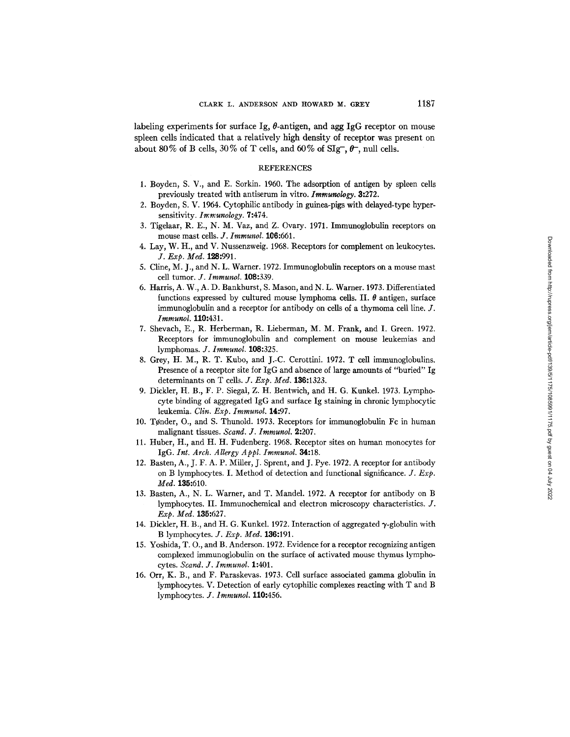labeling experiments for surface Ig, $\theta$-antigen, and agg IgG receptor on mouse spleen cells indicated that a relatively high density of receptor was present on about 80% of B cells, 30% of T cells, and 60% of $SIg^-$, $\theta^-$, null cells.

## REFERENCES

1. Boyden, S. V., and E. Sorkin. 1960. The adsorption of antigen by spleen cells previously treated with antiserum in vitro. *Immunology.* **3:**272.
2. Boyden, S. V. 1964. Cytophilic antibody in guinea-pigs with delayed-type hypersensitivity. *Immunology.* **7:**474.
3. Tigelaar, R. E., N. M. Vaz, and Z. Ovary. 1971. Immunoglobulin receptors on mouse mast cells. *J. Immunol.* **106:**661.
4. Lay, W. H., and V. Nussenzweig. 1968. Receptors for complement on leukocytes. *J. Exp. Med.* **128:**991.
5. Cline, M. J., and N. L. Warner. 1972. Immunoglobulin receptors on a mouse mast cell tumor. *J. Immunol.* **108:**339.
6. Harris, A. W., A. D. Bankhurst, S. Mason, and N. L. Warner. 1973. Differentiated functions expressed by cultured mouse lymphoma cells. II. $\theta$ antigen, surface immunoglobulin and a receptor for antibody on cells of a thymoma cell line. *J. Immunol.* **110:**431.
7. Shevach, E., R. Herberman, R. Lieberman, M. M. Frank, and I. Green. 1972. Receptors for immunoglobulin and complement on mouse leukemias and lymphomas. *J. Immunol.* **108:**325.
8. Grey, H. M., R. T. Kubo, and J.-C. Cerottini. 1972. T cell immunoglobulins. Presence of a receptor site for IgG and absence of large amounts of "buried" Ig determinants on T cells. *J. Exp. Med.* **136:**1323.
9. Dickler, H. B., F. P. Siegal, Z. H. Bentwich, and H. G. Kunkel. 1973. Lymphocyte binding of aggregated IgG and surface Ig staining in chronic lymphocytic leukemia. *Clin. Exp. Immunol.* **14:**97.
10. Tønder, O., and S. Thunold. 1973. Receptors for immunoglobulin Fc in human malignant tissues. *Scand. J. Immunol.* **2:**207.
11. Huber, H., and H. H. Fudenberg. 1968. Receptor sites on human monocytes for IgG. *Int. Arch. Allergy Appl. Immunol.* **34:**18.
12. Basten, A., J. F. A. P. Miller, J. Sprent, and J. Pye. 1972. A receptor for antibody on B lymphocytes. I. Method of detection and functional significance. *J. Exp. Med.* **135:**610.
13. Basten, A., N. L. Warner, and T. Mandel. 1972. A receptor for antibody on B lymphocytes. II. Immunochemical and electron microscopy characteristics. *J. Exp. Med.* **135:**627.
14. Dickler, H. B., and H. G. Kunkel. 1972. Interaction of aggregated $\gamma$-globulin with B lymphocytes. *J. Exp. Med.* **136:**191.
15. Yoshida, T. O., and B. Anderson. 1972. Evidence for a receptor recognizing antigen complexed immunoglobulin on the surface of activated mouse thymus lymphocytes. *Scand. J. Immunol.* **1:**401.
16. Orr, K. B., and F. Paraskevas. 1973. Cell surface associated gamma globulin in lymphocytes. V. Detection of early cytophilic complexes reacting with T and B lymphocytes. *J. Immunol.* **110:**456.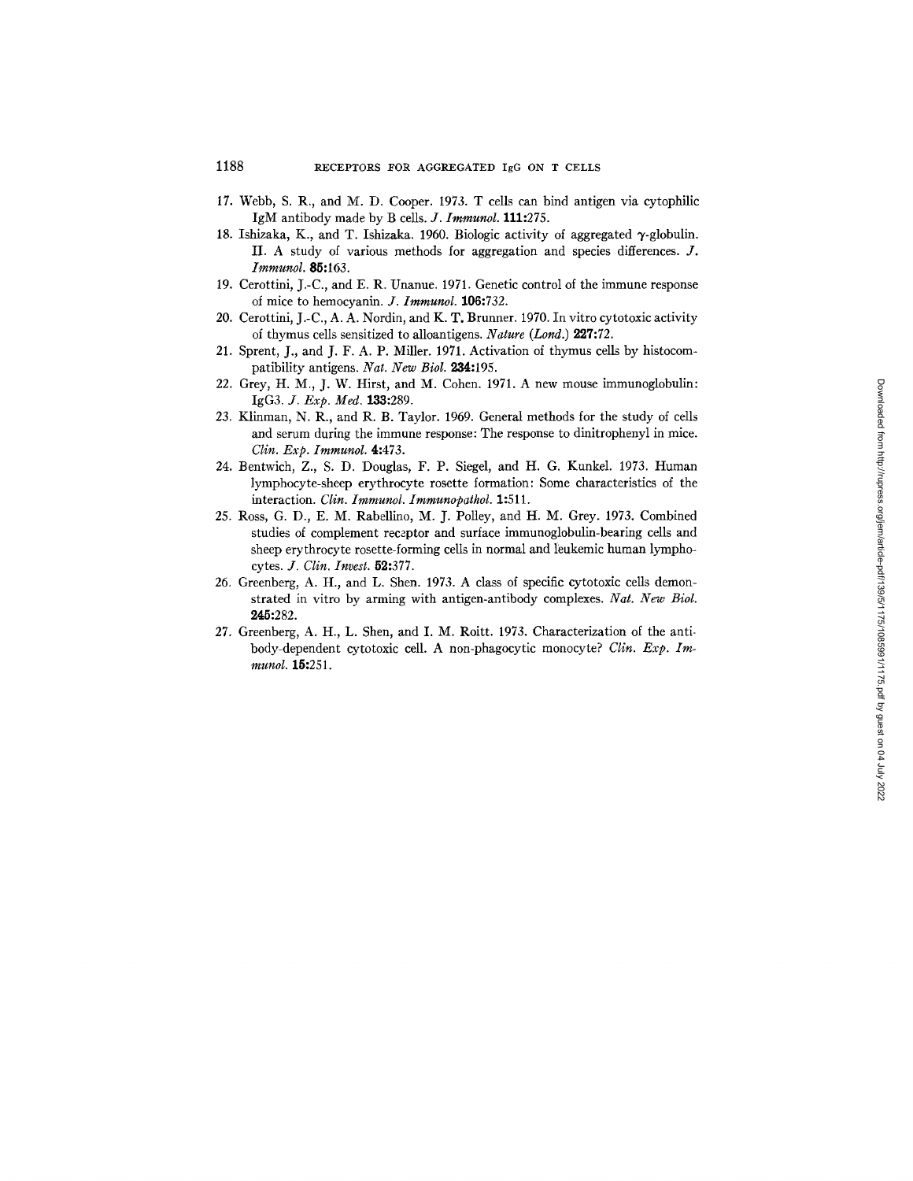17. Webb, S. R., and M. D. Cooper. 1973. T cells can bind antigen via cytophilic IgM antibody made by B cells. *J. Immunol.* **111**:275.
18. Ishizaka, K., and T. Ishizaka. 1960. Biologic activity of aggregated $\gamma$-globulin. II. A study of various methods for aggregation and species differences. *J. Immunol.* **85**:163.
19. Cerottini, J.-C., and E. R. Unanue. 1971. Genetic control of the immune response of mice to hemocyanin. *J. Immunol.* **106**:732.
20. Cerottini, J.-C., A. A. Nordin, and K. T. Brunner. 1970. In vitro cytotoxic activity of thymus cells sensitized to alloantigens. *Nature (Lond.)* **227**:72.
21. Sprent, J., and J. F. A. P. Miller. 1971. Activation of thymus cells by histocompatibility antigens. *Nat. New Biol.* **234**:195.
22. Grey, H. M., J. W. Hirst, and M. Cohen. 1971. A new mouse immunoglobulin: IgG3. *J. Exp. Med.* **133**:289.
23. Klinman, N. R., and R. B. Taylor. 1969. General methods for the study of cells and serum during the immune response: The response to dinitrophenyl in mice. *Clin. Exp. Immunol.* **4**:473.
24. Bentwich, Z., S. D. Douglas, F. P. Siegel, and H. G. Kunkel. 1973. Human lymphocyte-sheep erythrocyte rosette formation: Some characteristics of the interaction. *Clin. Immunol. Immunopathol.* **1**:511.
25. Ross, G. D., E. M. Rabellino, M. J. Polley, and H. M. Grey. 1973. Combined studies of complement receptor and surface immunoglobulin-bearing cells and sheep erythrocyte rosette-forming cells in normal and leukemic human lymphocytes. *J. Clin. Invest.* **52**:377.
26. Greenberg, A. H., and L. Shen. 1973. A class of specific cytotoxic cells demonstrated in vitro by arming with antigen-antibody complexes. *Nat. New Biol.* **245**:282.
27. Greenberg, A. H., L. Shen, and I. M. Roitt. 1973. Characterization of the antibody-dependent cytotoxic cell. A non-phagocytic monocyte? *Clin. Exp. Immunol.* **15**:251.